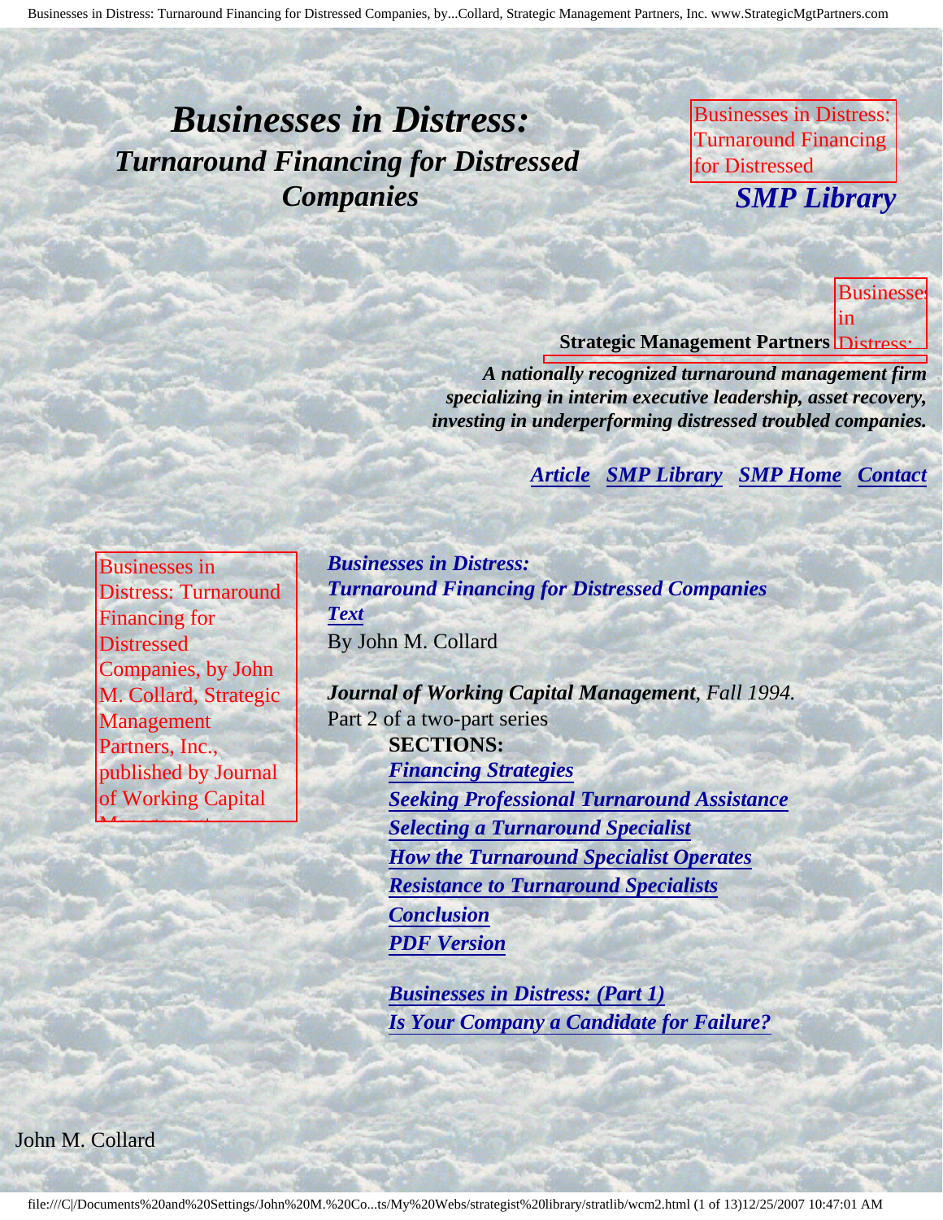# *Businesses in Distress:*
## *Turnaround Financing for Distressed Companies*

Businesses in Distress: Turnaround Financing for Distressed

*SMP Library*

Businesses in Distress:

**Strategic Management Partners**

***A nationally recognized turnaround management firm specializing in interim executive leadership, asset recovery, investing in underperforming distressed troubled companies.***

***Article*** ***SMP Library*** ***SMP Home*** ***Contact***

Businesses in Distress: Turnaround Financing for Distressed Companies, by John M. Collard, Strategic Management Partners, Inc., published by Journal of Working Capital Management

***Businesses in Distress:***
***Turnaround Financing for Distressed Companies***
***Text***
By John M. Collard

***Journal of Working Capital Management****, Fall 1994.*
Part 2 of a two-part series

**SECTIONS:**

- ***Financing Strategies***
- ***Seeking Professional Turnaround Assistance***
- ***Selecting a Turnaround Specialist***
- ***How the Turnaround Specialist Operates***
- ***Resistance to Turnaround Specialists***
- ***Conclusion***
- ***PDF Version***

***Businesses in Distress: (Part 1)***
***Is Your Company a Candidate for Failure?***

John M. Collard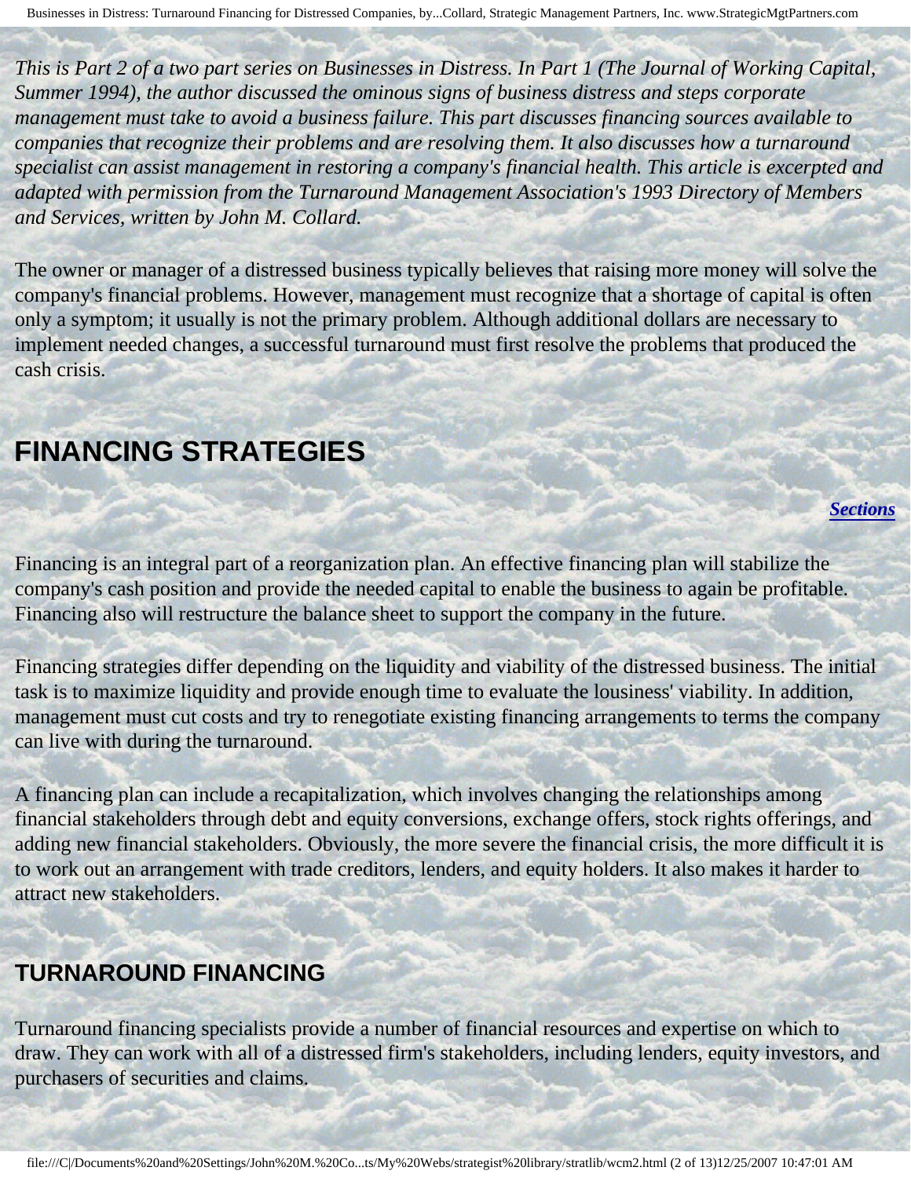*This is Part 2 of a two part series on Businesses in Distress. In Part 1 (The Journal of Working Capital, Summer 1994), the author discussed the ominous signs of business distress and steps corporate management must take to avoid a business failure. This part discusses financing sources available to companies that recognize their problems and are resolving them. It also discusses how a turnaround specialist can assist management in restoring a company's financial health. This article is excerpted and adapted with permission from the Turnaround Management Association's 1993 Directory of Members and Services, written by John M. Collard.*

The owner or manager of a distressed business typically believes that raising more money will solve the company's financial problems. However, management must recognize that a shortage of capital is often only a symptom; it usually is not the primary problem. Although additional dollars are necessary to implement needed changes, a successful turnaround must first resolve the problems that produced the cash crisis.

## FINANCING STRATEGIES

***Sections***

Financing is an integral part of a reorganization plan. An effective financing plan will stabilize the company's cash position and provide the needed capital to enable the business to again be profitable. Financing also will restructure the balance sheet to support the company in the future.

Financing strategies differ depending on the liquidity and viability of the distressed business. The initial task is to maximize liquidity and provide enough time to evaluate the lousiness' viability. In addition, management must cut costs and try to renegotiate existing financing arrangements to terms the company can live with during the turnaround.

A financing plan can include a recapitalization, which involves changing the relationships among financial stakeholders through debt and equity conversions, exchange offers, stock rights offerings, and adding new financial stakeholders. Obviously, the more severe the financial crisis, the more difficult it is to work out an arrangement with trade creditors, lenders, and equity holders. It also makes it harder to attract new stakeholders.

### TURNAROUND FINANCING

Turnaround financing specialists provide a number of financial resources and expertise on which to draw. They can work with all of a distressed firm's stakeholders, including lenders, equity investors, and purchasers of securities and claims.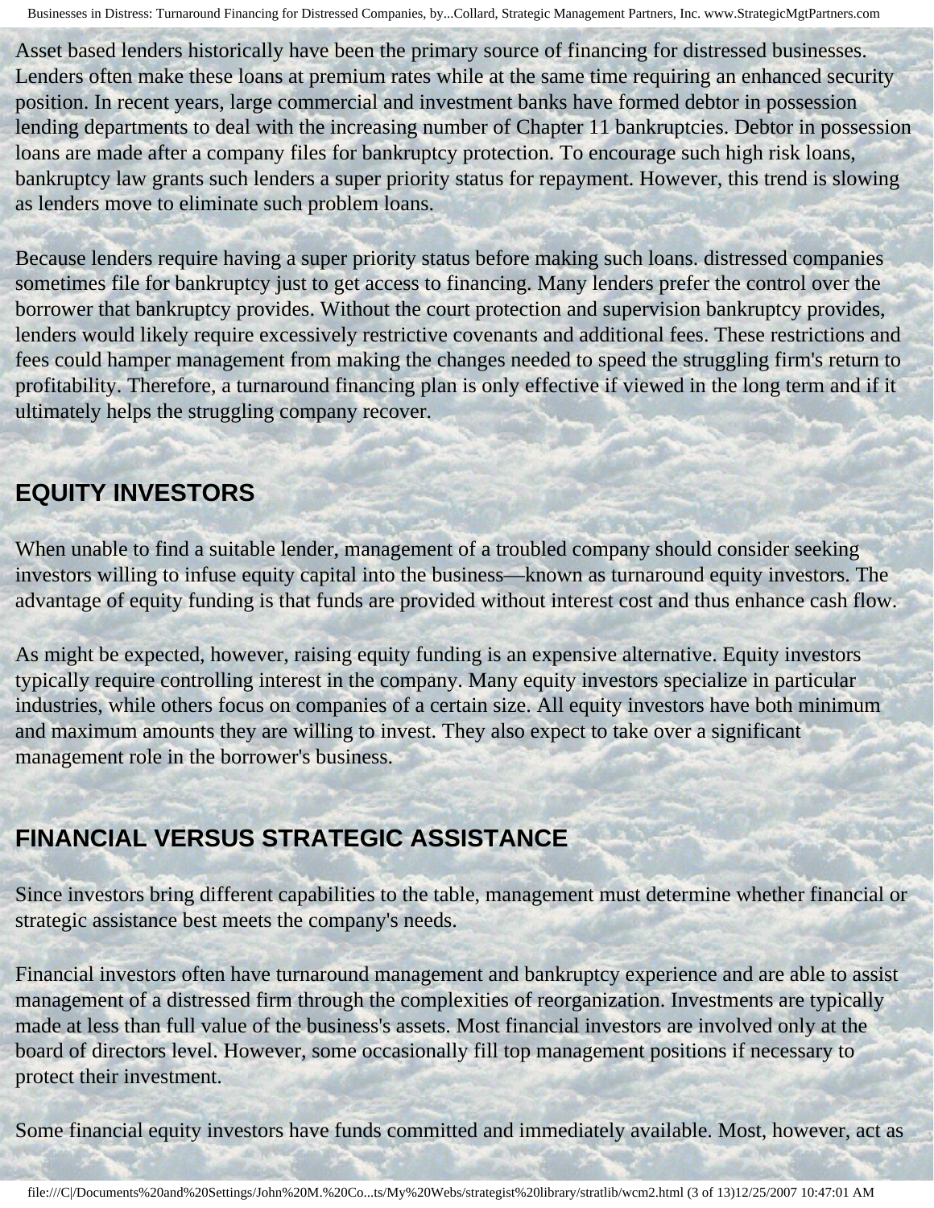Asset based lenders historically have been the primary source of financing for distressed businesses. Lenders often make these loans at premium rates while at the same time requiring an enhanced security position. In recent years, large commercial and investment banks have formed debtor in possession lending departments to deal with the increasing number of Chapter 11 bankruptcies. Debtor in possession loans are made after a company files for bankruptcy protection. To encourage such high risk loans, bankruptcy law grants such lenders a super priority status for repayment. However, this trend is slowing as lenders move to eliminate such problem loans.

Because lenders require having a super priority status before making such loans. distressed companies sometimes file for bankruptcy just to get access to financing. Many lenders prefer the control over the borrower that bankruptcy provides. Without the court protection and supervision bankruptcy provides, lenders would likely require excessively restrictive covenants and additional fees. These restrictions and fees could hamper management from making the changes needed to speed the struggling firm's return to profitability. Therefore, a turnaround financing plan is only effective if viewed in the long term and if it ultimately helps the struggling company recover.

## EQUITY INVESTORS

When unable to find a suitable lender, management of a troubled company should consider seeking investors willing to infuse equity capital into the business—known as turnaround equity investors. The advantage of equity funding is that funds are provided without interest cost and thus enhance cash flow.

As might be expected, however, raising equity funding is an expensive alternative. Equity investors typically require controlling interest in the company. Many equity investors specialize in particular industries, while others focus on companies of a certain size. All equity investors have both minimum and maximum amounts they are willing to invest. They also expect to take over a significant management role in the borrower's business.

## FINANCIAL VERSUS STRATEGIC ASSISTANCE

Since investors bring different capabilities to the table, management must determine whether financial or strategic assistance best meets the company's needs.

Financial investors often have turnaround management and bankruptcy experience and are able to assist management of a distressed firm through the complexities of reorganization. Investments are typically made at less than full value of the business's assets. Most financial investors are involved only at the board of directors level. However, some occasionally fill top management positions if necessary to protect their investment.

Some financial equity investors have funds committed and immediately available. Most, however, act as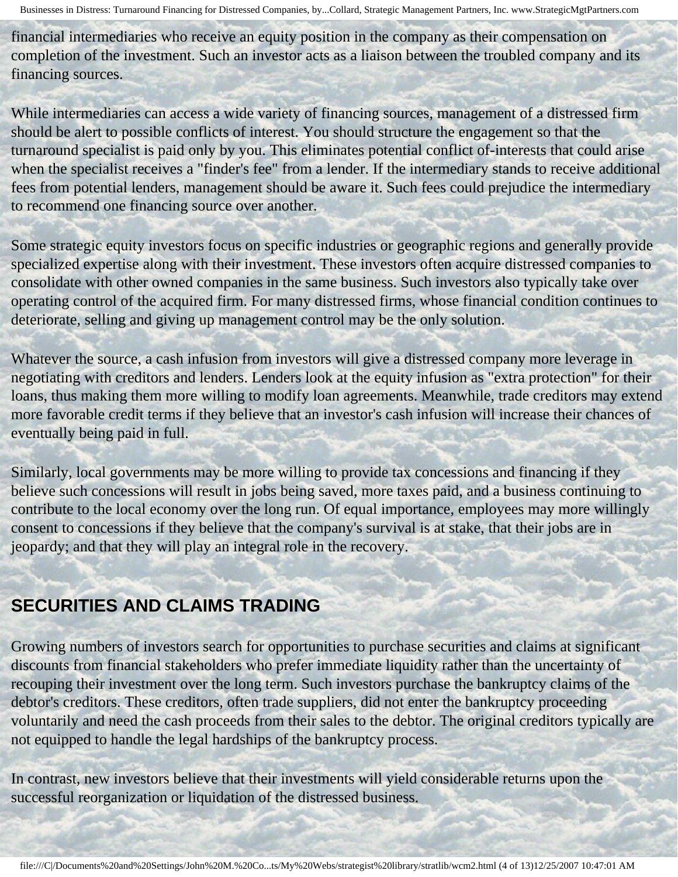financial intermediaries who receive an equity position in the company as their compensation on completion of the investment. Such an investor acts as a liaison between the troubled company and its financing sources.

While intermediaries can access a wide variety of financing sources, management of a distressed firm should be alert to possible conflicts of interest. You should structure the engagement so that the turnaround specialist is paid only by you. This eliminates potential conflict of-interests that could arise when the specialist receives a "finder's fee" from a lender. If the intermediary stands to receive additional fees from potential lenders, management should be aware it. Such fees could prejudice the intermediary to recommend one financing source over another.

Some strategic equity investors focus on specific industries or geographic regions and generally provide specialized expertise along with their investment. These investors often acquire distressed companies to consolidate with other owned companies in the same business. Such investors also typically take over operating control of the acquired firm. For many distressed firms, whose financial condition continues to deteriorate, selling and giving up management control may be the only solution.

Whatever the source, a cash infusion from investors will give a distressed company more leverage in negotiating with creditors and lenders. Lenders look at the equity infusion as "extra protection" for their loans, thus making them more willing to modify loan agreements. Meanwhile, trade creditors may extend more favorable credit terms if they believe that an investor's cash infusion will increase their chances of eventually being paid in full.

Similarly, local governments may be more willing to provide tax concessions and financing if they believe such concessions will result in jobs being saved, more taxes paid, and a business continuing to contribute to the local economy over the long run. Of equal importance, employees may more willingly consent to concessions if they believe that the company's survival is at stake, that their jobs are in jeopardy; and that they will play an integral role in the recovery.

## SECURITIES AND CLAIMS TRADING

Growing numbers of investors search for opportunities to purchase securities and claims at significant discounts from financial stakeholders who prefer immediate liquidity rather than the uncertainty of recouping their investment over the long term. Such investors purchase the bankruptcy claims of the debtor's creditors. These creditors, often trade suppliers, did not enter the bankruptcy proceeding voluntarily and need the cash proceeds from their sales to the debtor. The original creditors typically are not equipped to handle the legal hardships of the bankruptcy process.

In contrast, new investors believe that their investments will yield considerable returns upon the successful reorganization or liquidation of the distressed business.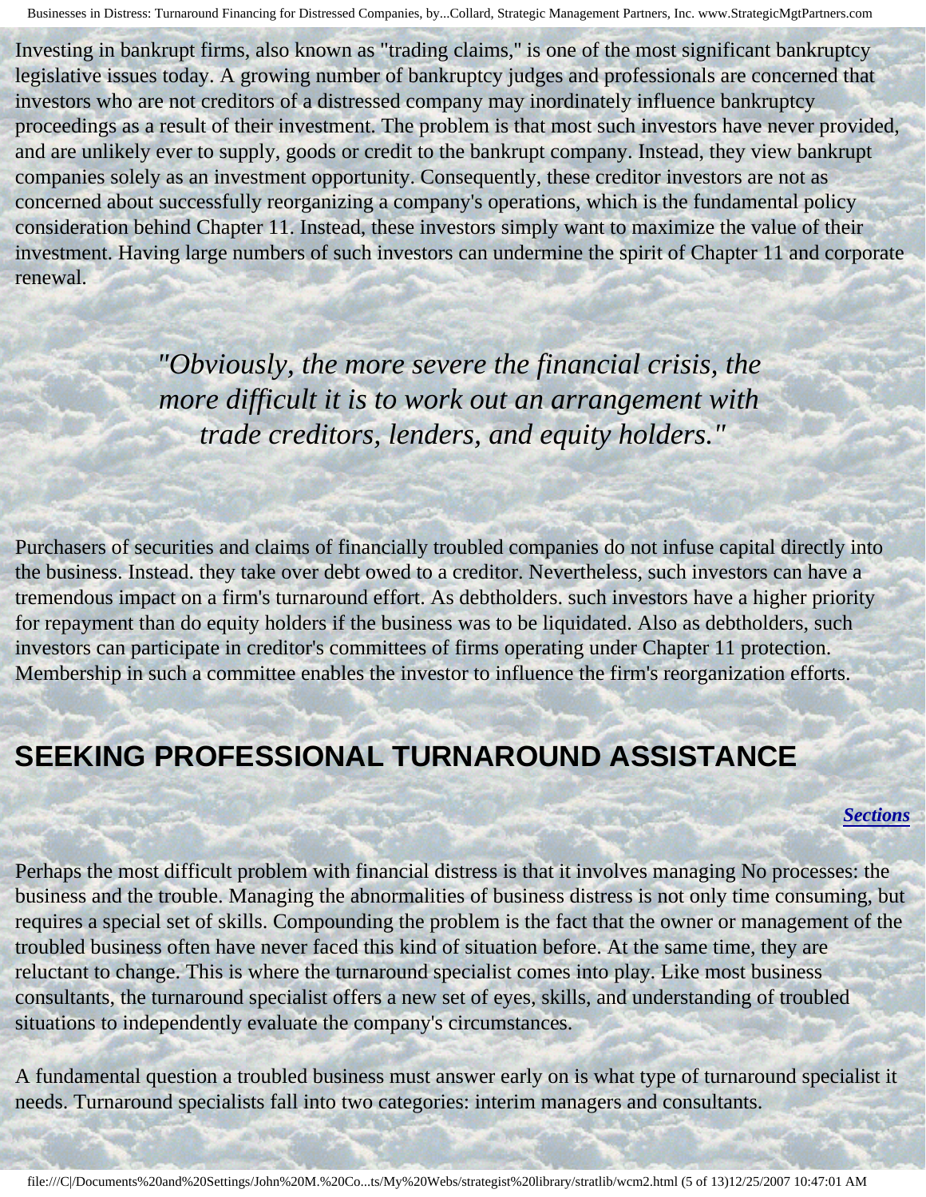Investing in bankrupt firms, also known as "trading claims," is one of the most significant bankruptcy legislative issues today. A growing number of bankruptcy judges and professionals are concerned that investors who are not creditors of a distressed company may inordinately influence bankruptcy proceedings as a result of their investment. The problem is that most such investors have never provided, and are unlikely ever to supply, goods or credit to the bankrupt company. Instead, they view bankrupt companies solely as an investment opportunity. Consequently, these creditor investors are not as concerned about successfully reorganizing a company's operations, which is the fundamental policy consideration behind Chapter 11. Instead, these investors simply want to maximize the value of their investment. Having large numbers of such investors can undermine the spirit of Chapter 11 and corporate renewal.

*"Obviously, the more severe the financial crisis, the more difficult it is to work out an arrangement with trade creditors, lenders, and equity holders."*

Purchasers of securities and claims of financially troubled companies do not infuse capital directly into the business. Instead. they take over debt owed to a creditor. Nevertheless, such investors can have a tremendous impact on a firm's turnaround effort. As debtholders. such investors have a higher priority for repayment than do equity holders if the business was to be liquidated. Also as debtholders, such investors can participate in creditor's committees of firms operating under Chapter 11 protection. Membership in such a committee enables the investor to influence the firm's reorganization efforts.

## SEEKING PROFESSIONAL TURNAROUND ASSISTANCE

***Sections***

Perhaps the most difficult problem with financial distress is that it involves managing No processes: the business and the trouble. Managing the abnormalities of business distress is not only time consuming, but requires a special set of skills. Compounding the problem is the fact that the owner or management of the troubled business often have never faced this kind of situation before. At the same time, they are reluctant to change. This is where the turnaround specialist comes into play. Like most business consultants, the turnaround specialist offers a new set of eyes, skills, and understanding of troubled situations to independently evaluate the company's circumstances.

A fundamental question a troubled business must answer early on is what type of turnaround specialist it needs. Turnaround specialists fall into two categories: interim managers and consultants.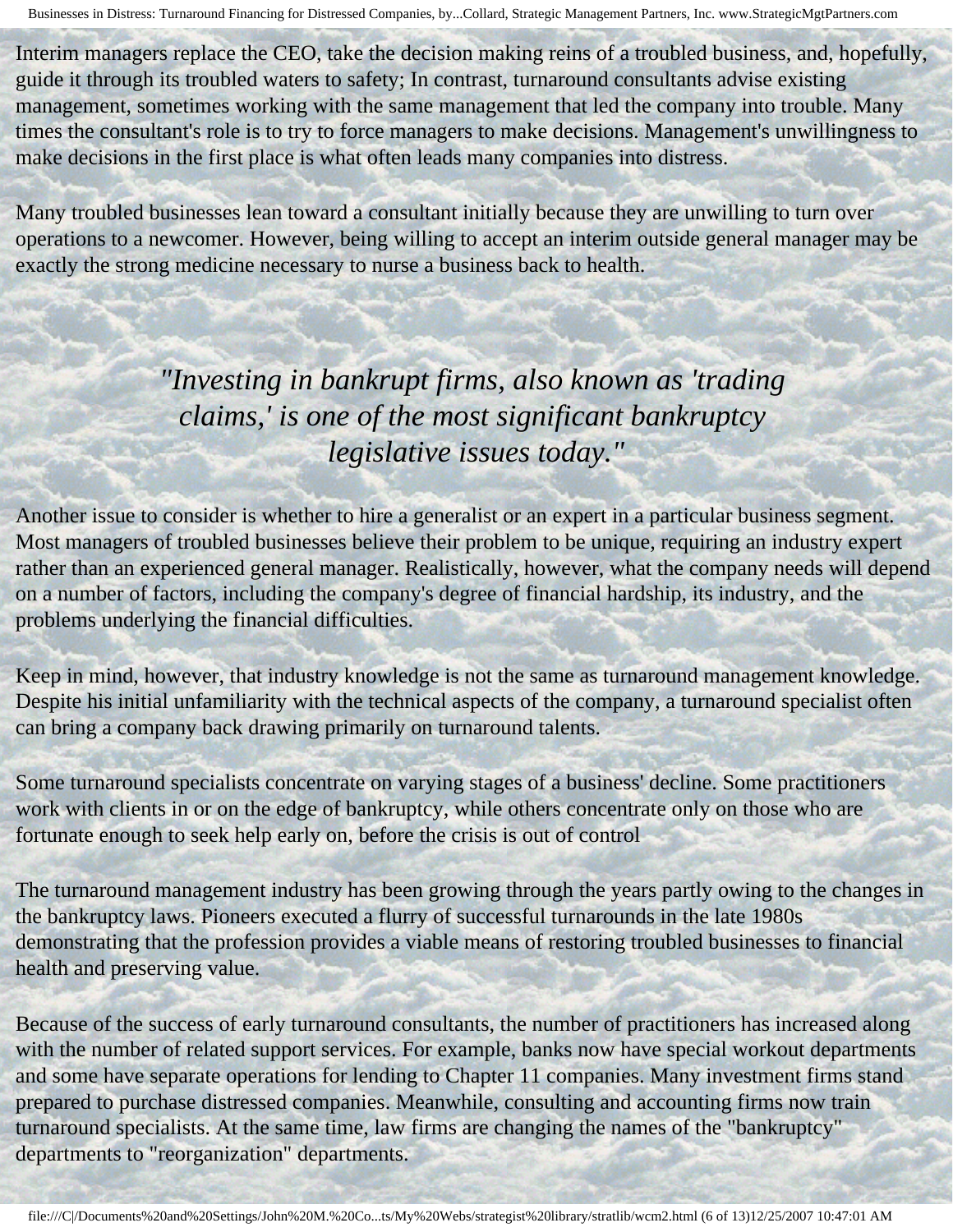Interim managers replace the CEO, take the decision making reins of a troubled business, and, hopefully, guide it through its troubled waters to safety; In contrast, turnaround consultants advise existing management, sometimes working with the same management that led the company into trouble. Many times the consultant's role is to try to force managers to make decisions. Management's unwillingness to make decisions in the first place is what often leads many companies into distress.

Many troubled businesses lean toward a consultant initially because they are unwilling to turn over operations to a newcomer. However, being willing to accept an interim outside general manager may be exactly the strong medicine necessary to nurse a business back to health.

*"Investing in bankrupt firms, also known as 'trading claims,' is one of the most significant bankruptcy legislative issues today."*

Another issue to consider is whether to hire a generalist or an expert in a particular business segment. Most managers of troubled businesses believe their problem to be unique, requiring an industry expert rather than an experienced general manager. Realistically, however, what the company needs will depend on a number of factors, including the company's degree of financial hardship, its industry, and the problems underlying the financial difficulties.

Keep in mind, however, that industry knowledge is not the same as turnaround management knowledge. Despite his initial unfamiliarity with the technical aspects of the company, a turnaround specialist often can bring a company back drawing primarily on turnaround talents.

Some turnaround specialists concentrate on varying stages of a business' decline. Some practitioners work with clients in or on the edge of bankruptcy, while others concentrate only on those who are fortunate enough to seek help early on, before the crisis is out of control

The turnaround management industry has been growing through the years partly owing to the changes in the bankruptcy laws. Pioneers executed a flurry of successful turnarounds in the late 1980s demonstrating that the profession provides a viable means of restoring troubled businesses to financial health and preserving value.

Because of the success of early turnaround consultants, the number of practitioners has increased along with the number of related support services. For example, banks now have special workout departments and some have separate operations for lending to Chapter 11 companies. Many investment firms stand prepared to purchase distressed companies. Meanwhile, consulting and accounting firms now train turnaround specialists. At the same time, law firms are changing the names of the "bankruptcy" departments to "reorganization" departments.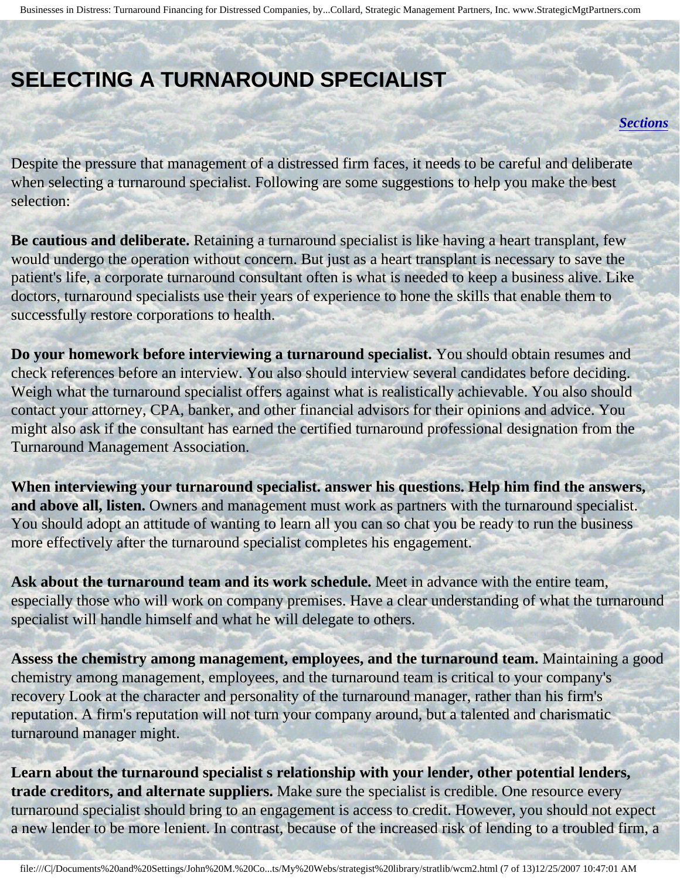# SELECTING A TURNAROUND SPECIALIST

***Sections***

Despite the pressure that management of a distressed firm faces, it needs to be careful and deliberate when selecting a turnaround specialist. Following are some suggestions to help you make the best selection:

**Be cautious and deliberate.** Retaining a turnaround specialist is like having a heart transplant, few would undergo the operation without concern. But just as a heart transplant is necessary to save the patient's life, a corporate turnaround consultant often is what is needed to keep a business alive. Like doctors, turnaround specialists use their years of experience to hone the skills that enable them to successfully restore corporations to health.

**Do your homework before interviewing a turnaround specialist.** You should obtain resumes and check references before an interview. You also should interview several candidates before deciding. Weigh what the turnaround specialist offers against what is realistically achievable. You also should contact your attorney, CPA, banker, and other financial advisors for their opinions and advice. You might also ask if the consultant has earned the certified turnaround professional designation from the Turnaround Management Association.

**When interviewing your turnaround specialist. answer his questions. Help him find the answers, and above all, listen.** Owners and management must work as partners with the turnaround specialist. You should adopt an attitude of wanting to learn all you can so chat you be ready to run the business more effectively after the turnaround specialist completes his engagement.

**Ask about the turnaround team and its work schedule.** Meet in advance with the entire team, especially those who will work on company premises. Have a clear understanding of what the turnaround specialist will handle himself and what he will delegate to others.

**Assess the chemistry among management, employees, and the turnaround team.** Maintaining a good chemistry among management, employees, and the turnaround team is critical to your company's recovery Look at the character and personality of the turnaround manager, rather than his firm's reputation. A firm's reputation will not turn your company around, but a talented and charismatic turnaround manager might.

**Learn about the turnaround specialist s relationship with your lender, other potential lenders, trade creditors, and alternate suppliers.** Make sure the specialist is credible. One resource every turnaround specialist should bring to an engagement is access to credit. However, you should not expect a new lender to be more lenient. In contrast, because of the increased risk of lending to a troubled firm, a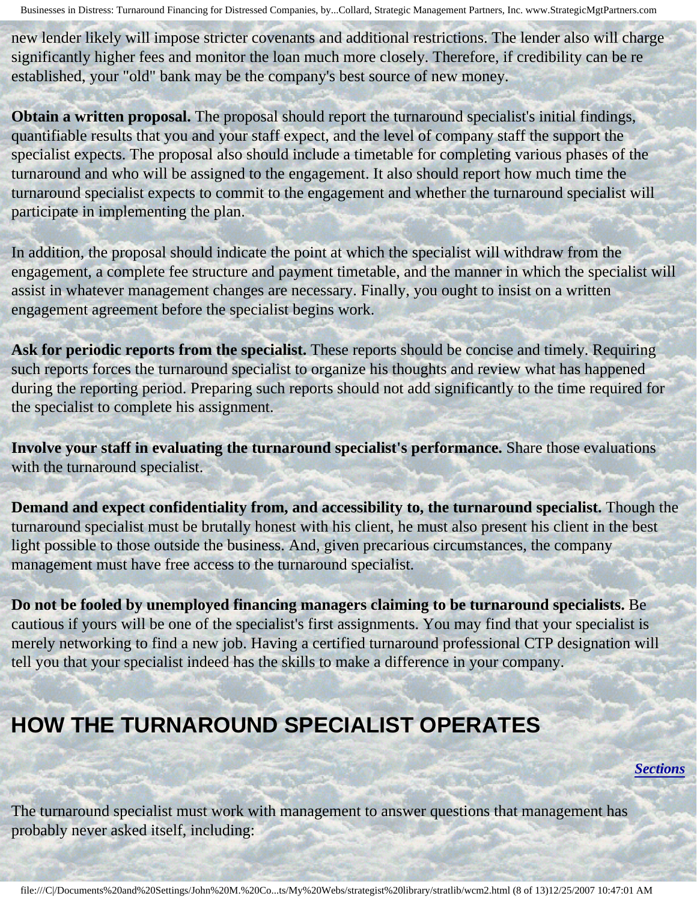new lender likely will impose stricter covenants and additional restrictions. The lender also will charge significantly higher fees and monitor the loan much more closely. Therefore, if credibility can be re established, your "old" bank may be the company's best source of new money.

**Obtain a written proposal.** The proposal should report the turnaround specialist's initial findings, quantifiable results that you and your staff expect, and the level of company staff the support the specialist expects. The proposal also should include a timetable for completing various phases of the turnaround and who will be assigned to the engagement. It also should report how much time the turnaround specialist expects to commit to the engagement and whether the turnaround specialist will participate in implementing the plan.

In addition, the proposal should indicate the point at which the specialist will withdraw from the engagement, a complete fee structure and payment timetable, and the manner in which the specialist will assist in whatever management changes are necessary. Finally, you ought to insist on a written engagement agreement before the specialist begins work.

**Ask for periodic reports from the specialist.** These reports should be concise and timely. Requiring such reports forces the turnaround specialist to organize his thoughts and review what has happened during the reporting period. Preparing such reports should not add significantly to the time required for the specialist to complete his assignment.

**Involve your staff in evaluating the turnaround specialist's performance.** Share those evaluations with the turnaround specialist.

**Demand and expect confidentiality from, and accessibility to, the turnaround specialist.** Though the turnaround specialist must be brutally honest with his client, he must also present his client in the best light possible to those outside the business. And, given precarious circumstances, the company management must have free access to the turnaround specialist.

**Do not be fooled by unemployed financing managers claiming to be turnaround specialists.** Be cautious if yours will be one of the specialist's first assignments. You may find that your specialist is merely networking to find a new job. Having a certified turnaround professional CTP designation will tell you that your specialist indeed has the skills to make a difference in your company.

## HOW THE TURNAROUND SPECIALIST OPERATES

***Sections***

The turnaround specialist must work with management to answer questions that management has probably never asked itself, including: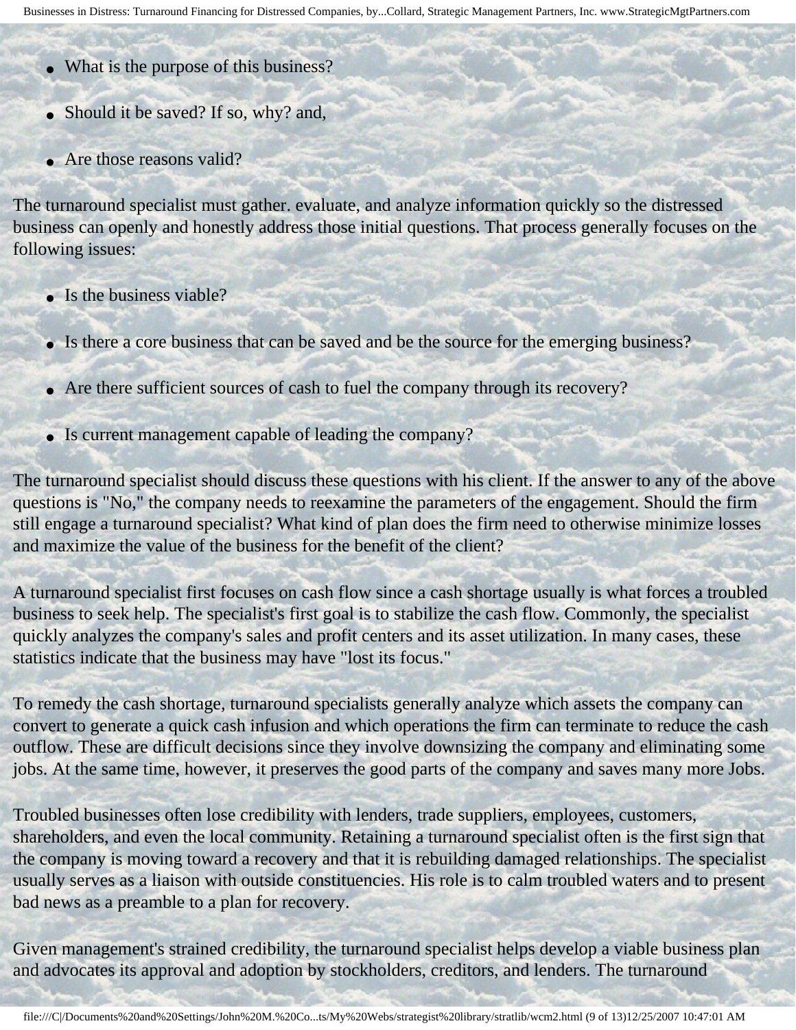- What is the purpose of this business?
- Should it be saved? If so, why? and,
- Are those reasons valid?

The turnaround specialist must gather. evaluate, and analyze information quickly so the distressed business can openly and honestly address those initial questions. That process generally focuses on the following issues:

- Is the business viable?
- Is there a core business that can be saved and be the source for the emerging business?
- Are there sufficient sources of cash to fuel the company through its recovery?
- Is current management capable of leading the company?

The turnaround specialist should discuss these questions with his client. If the answer to any of the above questions is "No," the company needs to reexamine the parameters of the engagement. Should the firm still engage a turnaround specialist? What kind of plan does the firm need to otherwise minimize losses and maximize the value of the business for the benefit of the client?

A turnaround specialist first focuses on cash flow since a cash shortage usually is what forces a troubled business to seek help. The specialist's first goal is to stabilize the cash flow. Commonly, the specialist quickly analyzes the company's sales and profit centers and its asset utilization. In many cases, these statistics indicate that the business may have "lost its focus."

To remedy the cash shortage, turnaround specialists generally analyze which assets the company can convert to generate a quick cash infusion and which operations the firm can terminate to reduce the cash outflow. These are difficult decisions since they involve downsizing the company and eliminating some jobs. At the same time, however, it preserves the good parts of the company and saves many more Jobs.

Troubled businesses often lose credibility with lenders, trade suppliers, employees, customers, shareholders, and even the local community. Retaining a turnaround specialist often is the first sign that the company is moving toward a recovery and that it is rebuilding damaged relationships. The specialist usually serves as a liaison with outside constituencies. His role is to calm troubled waters and to present bad news as a preamble to a plan for recovery.

Given management's strained credibility, the turnaround specialist helps develop a viable business plan and advocates its approval and adoption by stockholders, creditors, and lenders. The turnaround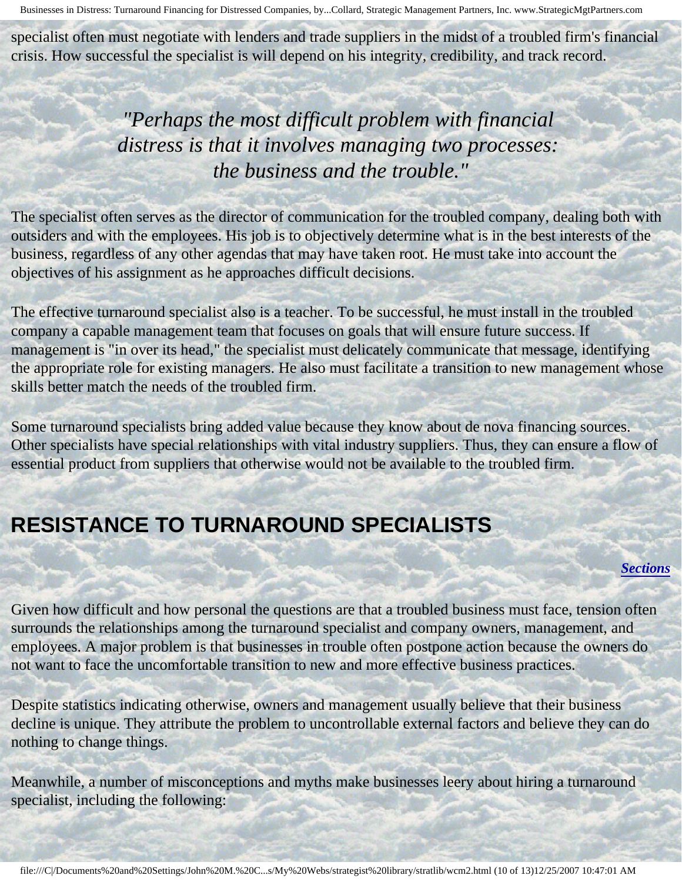specialist often must negotiate with lenders and trade suppliers in the midst of a troubled firm's financial crisis. How successful the specialist is will depend on his integrity, credibility, and track record.

> *"Perhaps the most difficult problem with financial distress is that it involves managing two processes: the business and the trouble."*

The specialist often serves as the director of communication for the troubled company, dealing both with outsiders and with the employees. His job is to objectively determine what is in the best interests of the business, regardless of any other agendas that may have taken root. He must take into account the objectives of his assignment as he approaches difficult decisions.

The effective turnaround specialist also is a teacher. To be successful, he must install in the troubled company a capable management team that focuses on goals that will ensure future success. If management is "in over its head," the specialist must delicately communicate that message, identifying the appropriate role for existing managers. He also must facilitate a transition to new management whose skills better match the needs of the troubled firm.

Some turnaround specialists bring added value because they know about de nova financing sources. Other specialists have special relationships with vital industry suppliers. Thus, they can ensure a flow of essential product from suppliers that otherwise would not be available to the troubled firm.

## RESISTANCE TO TURNAROUND SPECIALISTS

***Sections***

Given how difficult and how personal the questions are that a troubled business must face, tension often surrounds the relationships among the turnaround specialist and company owners, management, and employees. A major problem is that businesses in trouble often postpone action because the owners do not want to face the uncomfortable transition to new and more effective business practices.

Despite statistics indicating otherwise, owners and management usually believe that their business decline is unique. They attribute the problem to uncontrollable external factors and believe they can do nothing to change things.

Meanwhile, a number of misconceptions and myths make businesses leery about hiring a turnaround specialist, including the following: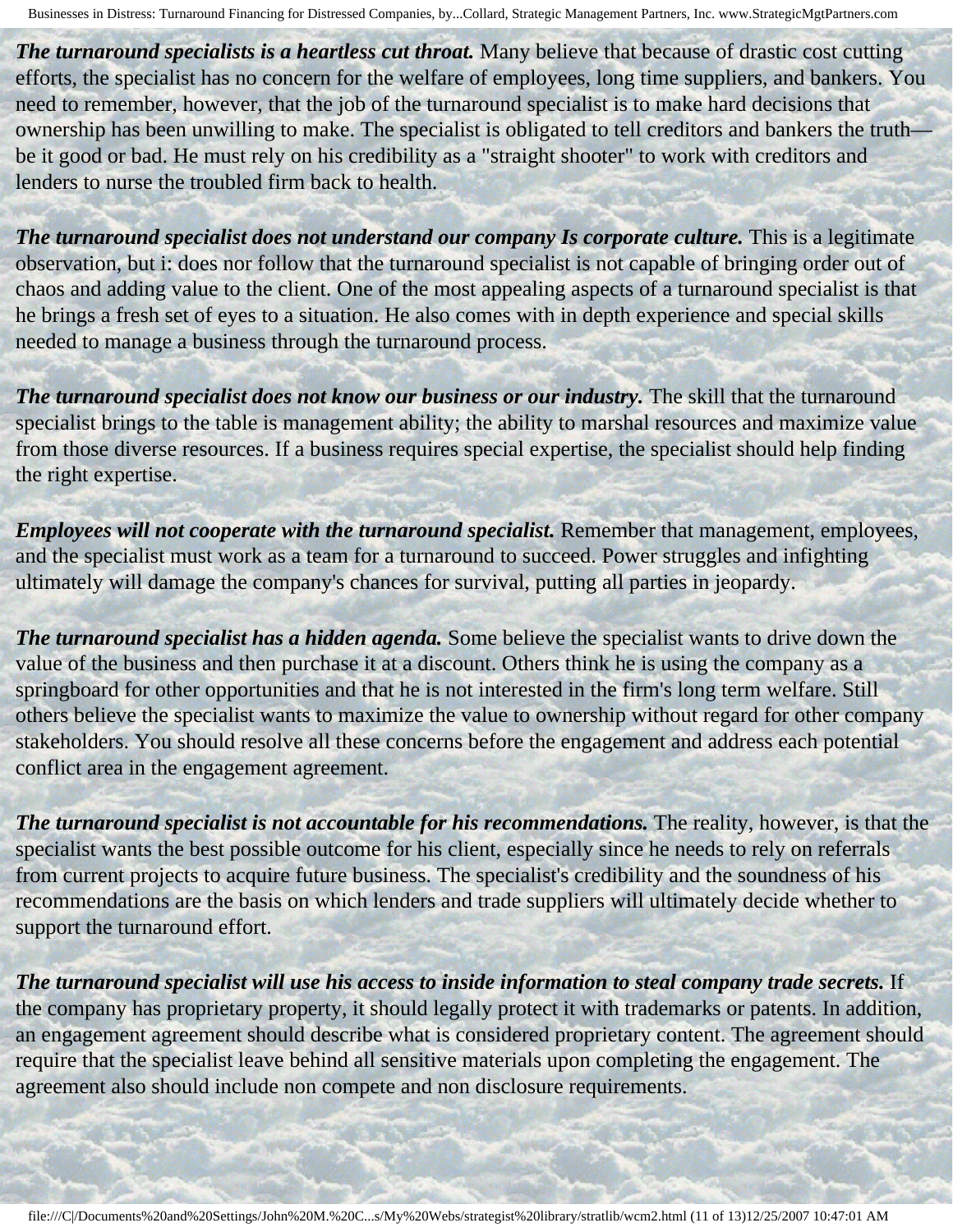***The turnaround specialists is a heartless cut throat.*** Many believe that because of drastic cost cutting efforts, the specialist has no concern for the welfare of employees, long time suppliers, and bankers. You need to remember, however, that the job of the turnaround specialist is to make hard decisions that ownership has been unwilling to make. The specialist is obligated to tell creditors and bankers the truth—be it good or bad. He must rely on his credibility as a "straight shooter" to work with creditors and lenders to nurse the troubled firm back to health.

***The turnaround specialist does not understand our company Is corporate culture.*** This is a legitimate observation, but i: does nor follow that the turnaround specialist is not capable of bringing order out of chaos and adding value to the client. One of the most appealing aspects of a turnaround specialist is that he brings a fresh set of eyes to a situation. He also comes with in depth experience and special skills needed to manage a business through the turnaround process.

***The turnaround specialist does not know our business or our industry.*** The skill that the turnaround specialist brings to the table is management ability; the ability to marshal resources and maximize value from those diverse resources. If a business requires special expertise, the specialist should help finding the right expertise.

***Employees will not cooperate with the turnaround specialist.*** Remember that management, employees, and the specialist must work as a team for a turnaround to succeed. Power struggles and infighting ultimately will damage the company's chances for survival, putting all parties in jeopardy.

***The turnaround specialist has a hidden agenda.*** Some believe the specialist wants to drive down the value of the business and then purchase it at a discount. Others think he is using the company as a springboard for other opportunities and that he is not interested in the firm's long term welfare. Still others believe the specialist wants to maximize the value to ownership without regard for other company stakeholders. You should resolve all these concerns before the engagement and address each potential conflict area in the engagement agreement.

***The turnaround specialist is not accountable for his recommendations.*** The reality, however, is that the specialist wants the best possible outcome for his client, especially since he needs to rely on referrals from current projects to acquire future business. The specialist's credibility and the soundness of his recommendations are the basis on which lenders and trade suppliers will ultimately decide whether to support the turnaround effort.

***The turnaround specialist will use his access to inside information to steal company trade secrets.*** If the company has proprietary property, it should legally protect it with trademarks or patents. In addition, an engagement agreement should describe what is considered proprietary content. The agreement should require that the specialist leave behind all sensitive materials upon completing the engagement. The agreement also should include non compete and non disclosure requirements.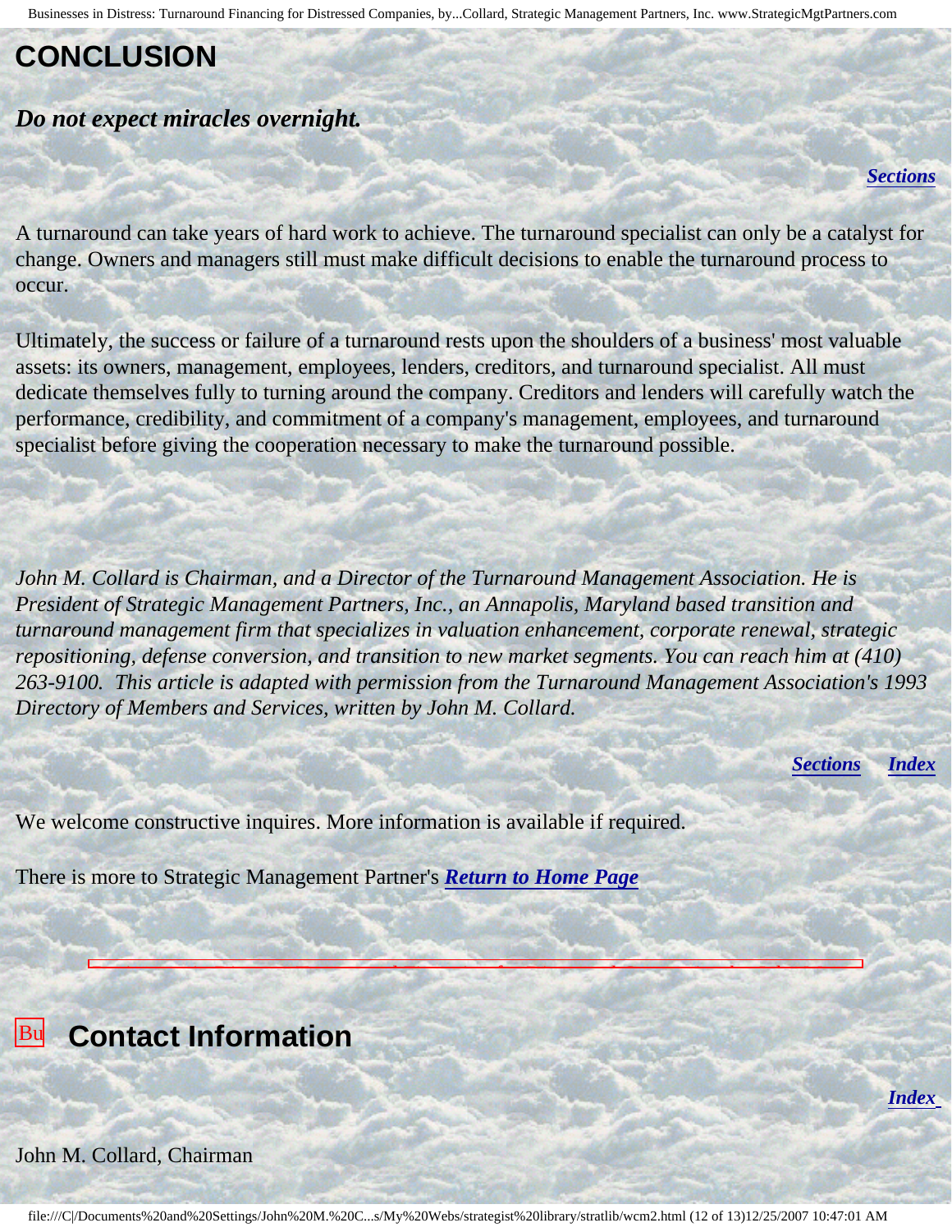# CONCLUSION

***Do not expect miracles overnight.***

***Sections***

A turnaround can take years of hard work to achieve. The turnaround specialist can only be a catalyst for change. Owners and managers still must make difficult decisions to enable the turnaround process to occur.

Ultimately, the success or failure of a turnaround rests upon the shoulders of a business' most valuable assets: its owners, management, employees, lenders, creditors, and turnaround specialist. All must dedicate themselves fully to turning around the company. Creditors and lenders will carefully watch the performance, credibility, and commitment of a company's management, employees, and turnaround specialist before giving the cooperation necessary to make the turnaround possible.

*John M. Collard is Chairman, and a Director of the Turnaround Management Association. He is President of Strategic Management Partners, Inc., an Annapolis, Maryland based transition and turnaround management firm that specializes in valuation enhancement, corporate renewal, strategic repositioning, defense conversion, and transition to new market segments. You can reach him at (410) 263-9100. This article is adapted with permission from the Turnaround Management Association's 1993 Directory of Members and Services, written by John M. Collard.*

***Sections*** ***Index***

We welcome constructive inquires. More information is available if required.

There is more to Strategic Management Partner's ***Return to Home Page***

## Contact Information

***Index***

John M. Collard, Chairman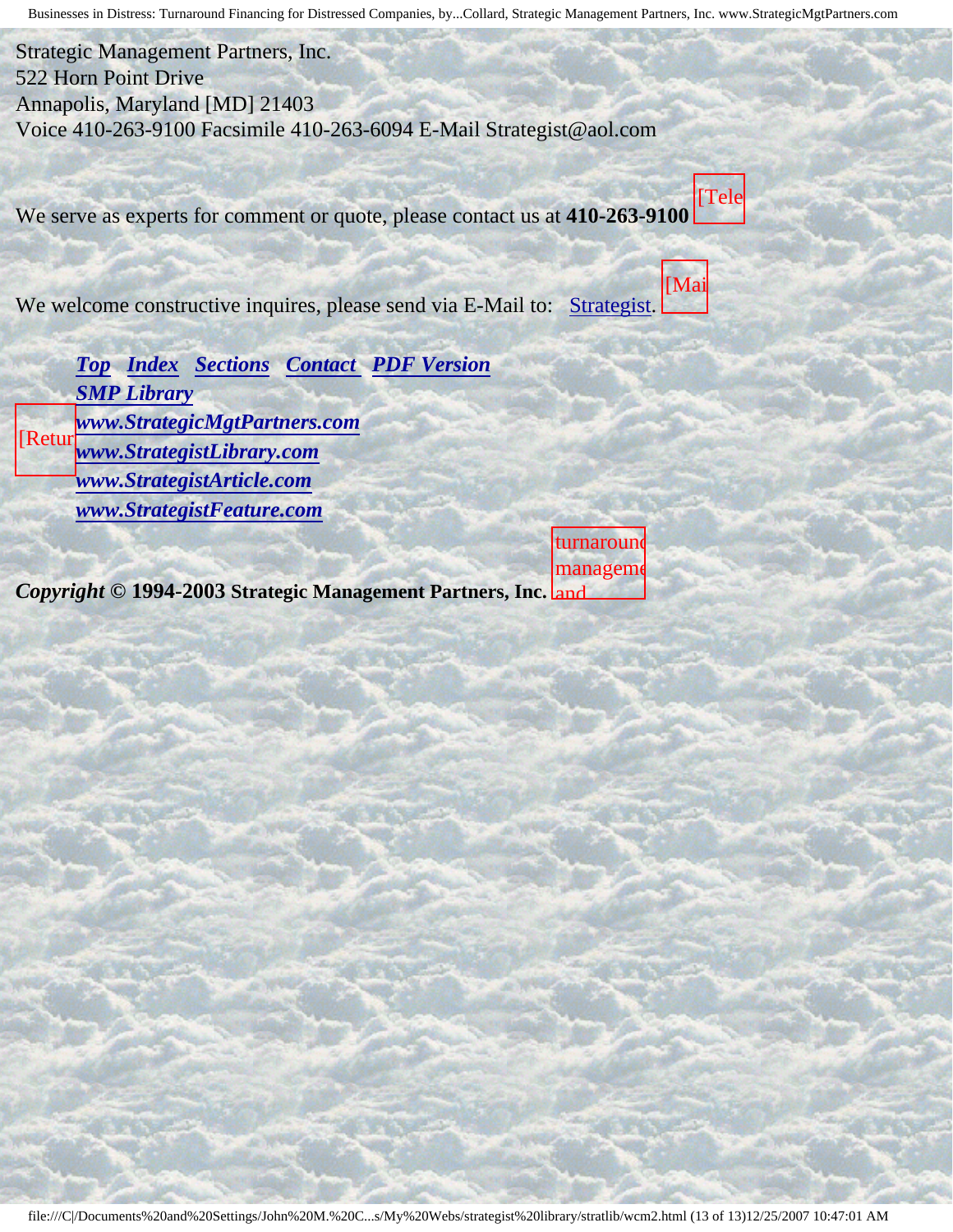Strategic Management Partners, Inc.
522 Horn Point Drive
Annapolis, Maryland [MD] 21403
Voice 410-263-9100 Facsimile 410-263-6094 E-Mail Strategist@aol.com

We serve as experts for comment or quote, please contact us at **410-263-9100** [Tele

We welcome constructive inquires, please send via E-Mail to: Strategist. [Mai

***Top*** ***Index*** ***Sections*** ***Contact*** ***PDF Version***
***SMP Library***
[Retur ***www.StrategicMgtPartners.com***
***www.StrategistLibrary.com***
***www.StrategistArticle.com***
***www.StrategistFeature.com***

***Copyright*** **© 1994-2003 Strategic Management Partners, Inc.** turnaround manageme and